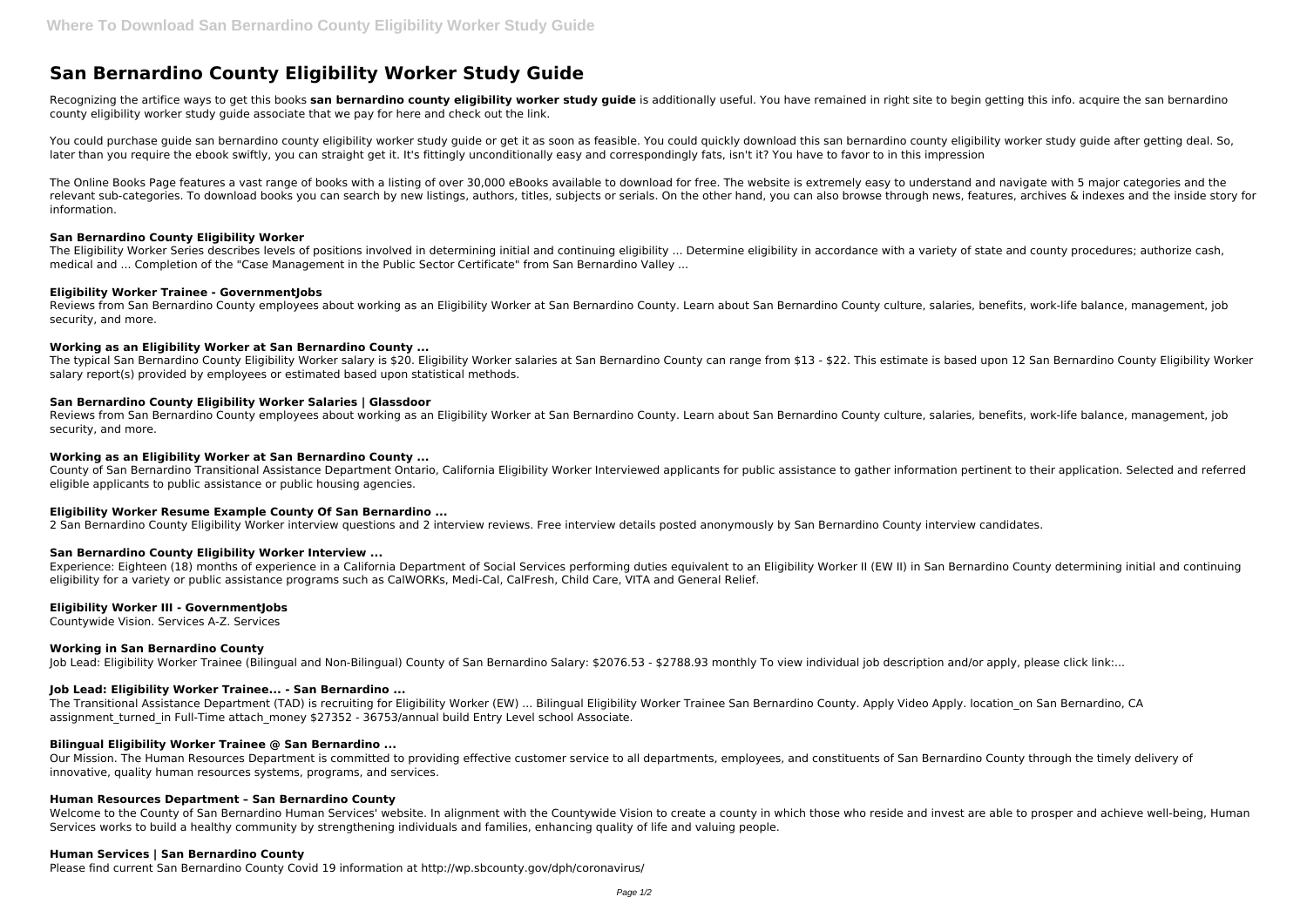// San Bernardino County Eligibility Worker Study Guide

# San Bernardino County Eligibility Worker Study Guide

Recognizing the artifice ways to get this books **san bernardino county eligibility worker study guide** is additionally useful. You have remained in right site to begin getting this info. acquire the san bernardino county eligibility worker study guide associate that we pay for here and check out the link.

You could purchase guide san bernardino county eligibility worker study guide or get it as soon as feasible. You could quickly download this san bernardino county eligibility worker study guide after getting deal. So, later than you require the ebook swiftly, you can straight get it. It's fittingly unconditionally easy and correspondingly fats, isn't it? You have to favor to in this impression

The Online Books Page features a vast range of books with a listing of over 30,000 eBooks available to download for free. The website is extremely easy to understand and navigate with 5 major categories and the relevant sub-categories. To download books you can search by new listings, authors, titles, subjects or serials. On the other hand, you can also browse through news, features, archives & indexes and the inside story for information.

### San Bernardino County Eligibility Worker

The Eligibility Worker Series describes levels of positions involved in determining initial and continuing eligibility ... Determine eligibility in accordance with a variety of state and county procedures; authorize cash, medical and ... Completion of the "Case Management in the Public Sector Certificate" from San Bernardino Valley ...

### Eligibility Worker Trainee - GovernmentJobs

Reviews from San Bernardino County employees about working as an Eligibility Worker at San Bernardino County. Learn about San Bernardino County culture, salaries, benefits, work-life balance, management, job security, and more.

### Working as an Eligibility Worker at San Bernardino County ...

The typical San Bernardino County Eligibility Worker salary is $20. Eligibility Worker salaries at San Bernardino County can range from $13 - $22. This estimate is based upon 12 San Bernardino County Eligibility Worker salary report(s) provided by employees or estimated based upon statistical methods.

### San Bernardino County Eligibility Worker Salaries | Glassdoor

Reviews from San Bernardino County employees about working as an Eligibility Worker at San Bernardino County. Learn about San Bernardino County culture, salaries, benefits, work-life balance, management, job security, and more.

### Working as an Eligibility Worker at San Bernardino County ...

County of San Bernardino Transitional Assistance Department Ontario, California Eligibility Worker Interviewed applicants for public assistance to gather information pertinent to their application. Selected and referred eligible applicants to public assistance or public housing agencies.

### Eligibility Worker Resume Example County Of San Bernardino ...

2 San Bernardino County Eligibility Worker interview questions and 2 interview reviews. Free interview details posted anonymously by San Bernardino County interview candidates.

### San Bernardino County Eligibility Worker Interview ...

Experience: Eighteen (18) months of experience in a California Department of Social Services performing duties equivalent to an Eligibility Worker II (EW II) in San Bernardino County determining initial and continuing eligibility for a variety or public assistance programs such as CalWORKs, Medi-Cal, CalFresh, Child Care, VITA and General Relief.

### Eligibility Worker III - GovernmentJobs

Countywide Vision. Services A-Z. Services

### Working in San Bernardino County

Job Lead: Eligibility Worker Trainee (Bilingual and Non-Bilingual) County of San Bernardino Salary: $2076.53 - $2788.93 monthly To view individual job description and/or apply, please click link:...

### Job Lead: Eligibility Worker Trainee... - San Bernardino ...

The Transitional Assistance Department (TAD) is recruiting for Eligibility Worker (EW) ... Bilingual Eligibility Worker Trainee San Bernardino County. Apply Video Apply. location_on San Bernardino, CA assignment_turned_in Full-Time attach_money $27352 - 36753/annual build Entry Level school Associate.

### Bilingual Eligibility Worker Trainee @ San Bernardino ...

Our Mission. The Human Resources Department is committed to providing effective customer service to all departments, employees, and constituents of San Bernardino County through the timely delivery of innovative, quality human resources systems, programs, and services.

### Human Resources Department – San Bernardino County

Welcome to the County of San Bernardino Human Services' website. In alignment with the Countywide Vision to create a county in which those who reside and invest are able to prosper and achieve well-being, Human Services works to build a healthy community by strengthening individuals and families, enhancing quality of life and valuing people.

### Human Services | San Bernardino County

Please find current San Bernardino County Covid 19 information at http://wp.sbcounty.gov/dph/coronavirus/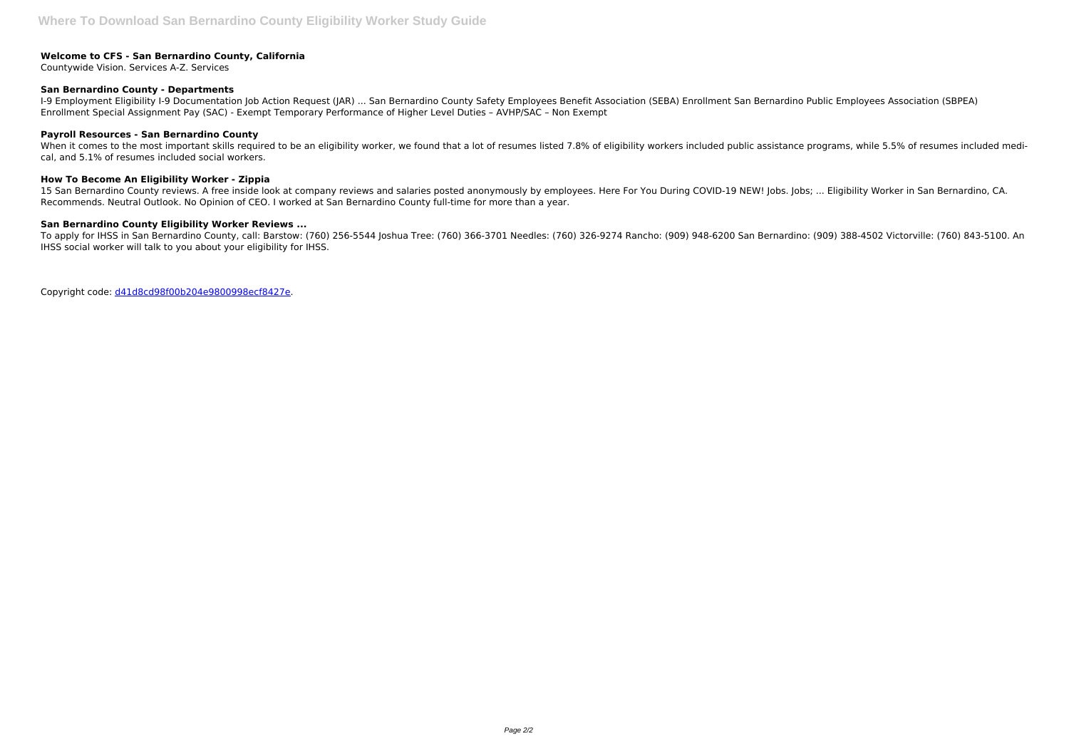### Welcome to CFS - San Bernardino County, California

Countywide Vision. Services A-Z. Services

### San Bernardino County - Departments

I-9 Employment Eligibility I-9 Documentation Job Action Request (JAR) ... San Bernardino County Safety Employees Benefit Association (SEBA) Enrollment San Bernardino Public Employees Association (SBPEA) Enrollment Special Assignment Pay (SAC) - Exempt Temporary Performance of Higher Level Duties – AVHP/SAC – Non Exempt

### Payroll Resources - San Bernardino County

When it comes to the most important skills required to be an eligibility worker, we found that a lot of resumes listed 7.8% of eligibility workers included public assistance programs, while 5.5% of resumes included medical, and 5.1% of resumes included social workers.

### How To Become An Eligibility Worker - Zippia

15 San Bernardino County reviews. A free inside look at company reviews and salaries posted anonymously by employees. Here For You During COVID-19 NEW! Jobs. Jobs; ... Eligibility Worker in San Bernardino, CA. Recommends. Neutral Outlook. No Opinion of CEO. I worked at San Bernardino County full-time for more than a year.

### San Bernardino County Eligibility Worker Reviews ...

To apply for IHSS in San Bernardino County, call: Barstow: (760) 256-5544 Joshua Tree: (760) 366-3701 Needles: (760) 326-9274 Rancho: (909) 948-6200 San Bernardino: (909) 388-4502 Victorville: (760) 843-5100. An IHSS social worker will talk to you about your eligibility for IHSS.

Copyright code: d41d8cd98f00b204e9800998ecf8427e.